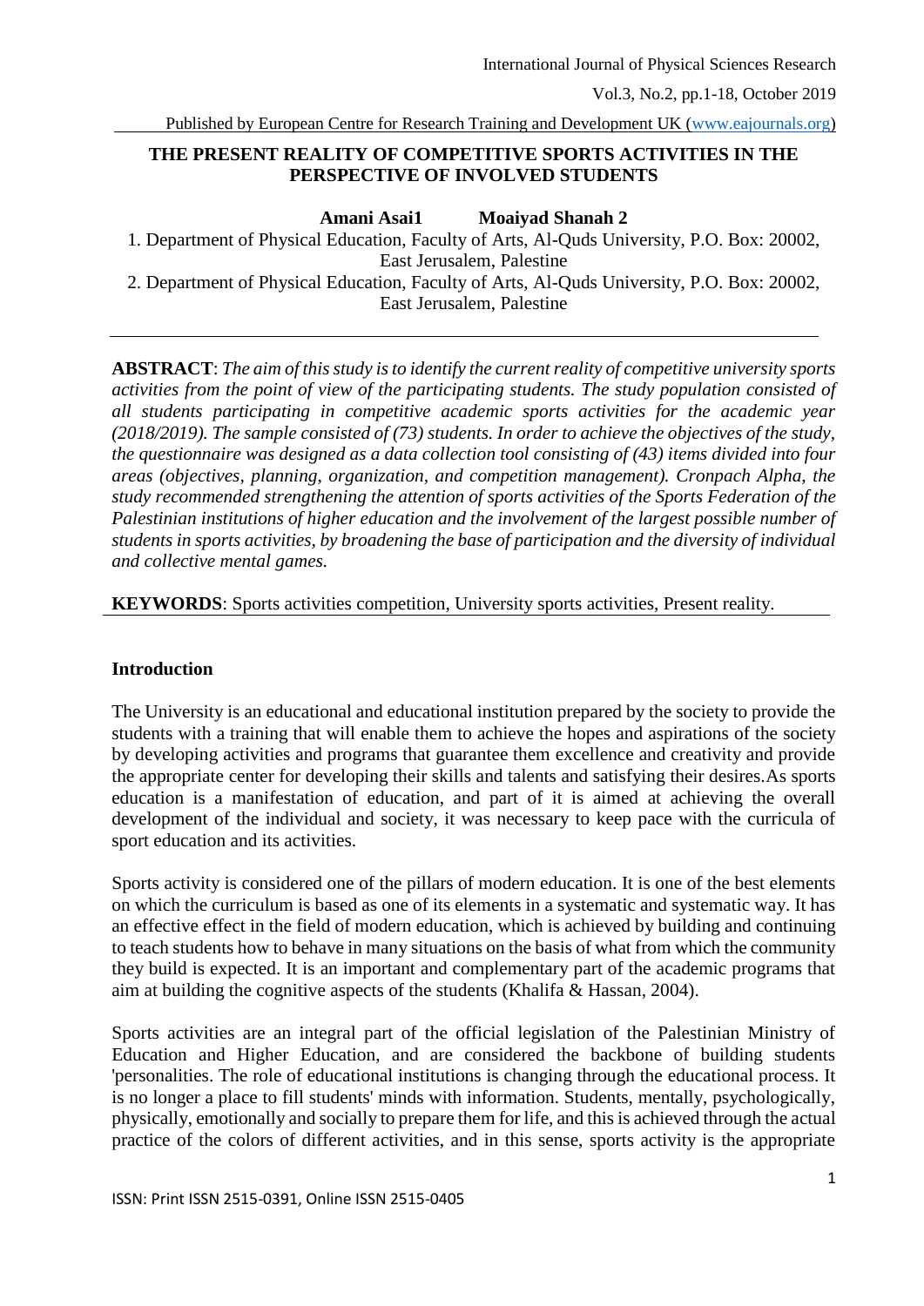# THE PRESENT REALITY OF COMPETITIVE SPORTS ACTIVITIES IN THE PERSPECTIVE OF INVOLVED STUDENTS

**Amani Asai1 Moaiyad Shanah 2**

1. Department of Physical Education, Faculty of Arts, Al-Quds University, P.O. Box: 20002, East Jerusalem, Palestine
2. Department of Physical Education, Faculty of Arts, Al-Quds University, P.O. Box: 20002, East Jerusalem, Palestine

---

**ABSTRACT**: *The aim of this study is to identify the current reality of competitive university sports activities from the point of view of the participating students. The study population consisted of all students participating in competitive academic sports activities for the academic year (2018/2019). The sample consisted of (73) students. In order to achieve the objectives of the study, the questionnaire was designed as a data collection tool consisting of (43) items divided into four areas (objectives, planning, organization, and competition management). Cronpach Alpha, the study recommended strengthening the attention of sports activities of the Sports Federation of the Palestinian institutions of higher education and the involvement of the largest possible number of students in sports activities, by broadening the base of participation and the diversity of individual and collective mental games.*

**KEYWORDS**: Sports activities competition, University sports activities, Present reality.

---

## Introduction

The University is an educational and educational institution prepared by the society to provide the students with a training that will enable them to achieve the hopes and aspirations of the society by developing activities and programs that guarantee them excellence and creativity and provide the appropriate center for developing their skills and talents and satisfying their desires.As sports education is a manifestation of education, and part of it is aimed at achieving the overall development of the individual and society, it was necessary to keep pace with the curricula of sport education and its activities.

Sports activity is considered one of the pillars of modern education. It is one of the best elements on which the curriculum is based as one of its elements in a systematic and systematic way. It has an effective effect in the field of modern education, which is achieved by building and continuing to teach students how to behave in many situations on the basis of what from which the community they build is expected. It is an important and complementary part of the academic programs that aim at building the cognitive aspects of the students (Khalifa & Hassan, 2004).

Sports activities are an integral part of the official legislation of the Palestinian Ministry of Education and Higher Education, and are considered the backbone of building students 'personalities. The role of educational institutions is changing through the educational process. It is no longer a place to fill students' minds with information. Students, mentally, psychologically, physically, emotionally and socially to prepare them for life, and this is achieved through the actual practice of the colors of different activities, and in this sense, sports activity is the appropriate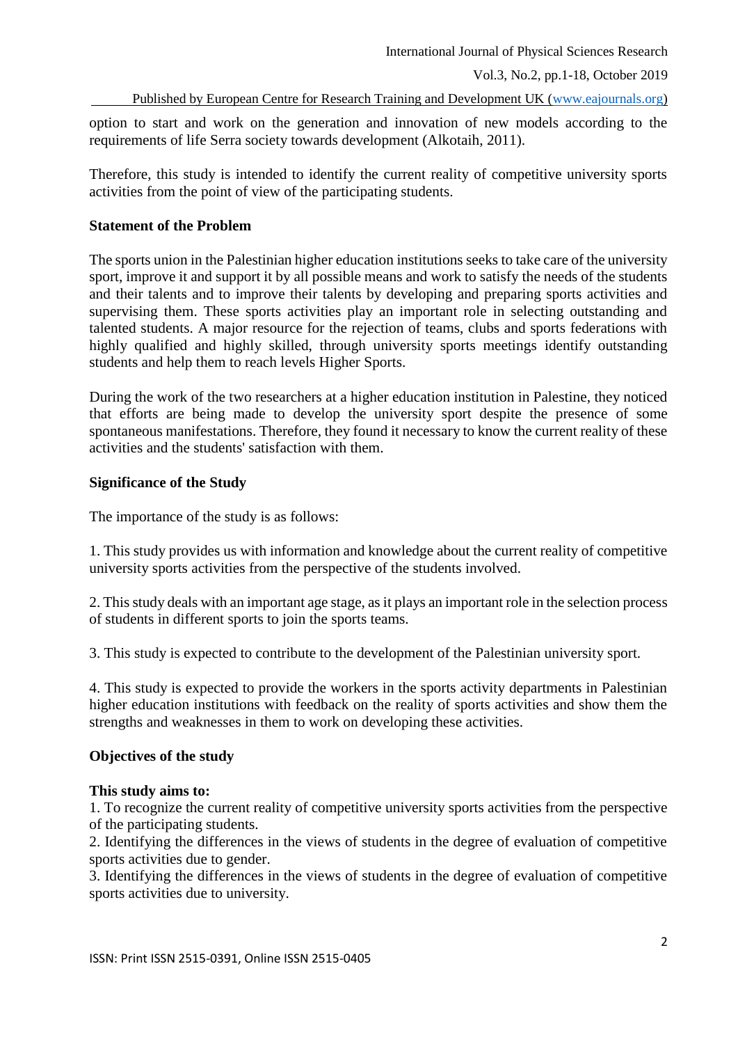option to start and work on the generation and innovation of new models according to the requirements of life Serra society towards development (Alkotaih, 2011).

Therefore, this study is intended to identify the current reality of competitive university sports activities from the point of view of the participating students.

**Statement of the Problem**

The sports union in the Palestinian higher education institutions seeks to take care of the university sport, improve it and support it by all possible means and work to satisfy the needs of the students and their talents and to improve their talents by developing and preparing sports activities and supervising them. These sports activities play an important role in selecting outstanding and talented students. A major resource for the rejection of teams, clubs and sports federations with highly qualified and highly skilled, through university sports meetings identify outstanding students and help them to reach levels Higher Sports.

During the work of the two researchers at a higher education institution in Palestine, they noticed that efforts are being made to develop the university sport despite the presence of some spontaneous manifestations. Therefore, they found it necessary to know the current reality of these activities and the students' satisfaction with them.

**Significance of the Study**

The importance of the study is as follows:

1. This study provides us with information and knowledge about the current reality of competitive university sports activities from the perspective of the students involved.

2. This study deals with an important age stage, as it plays an important role in the selection process of students in different sports to join the sports teams.

3. This study is expected to contribute to the development of the Palestinian university sport.

4. This study is expected to provide the workers in the sports activity departments in Palestinian higher education institutions with feedback on the reality of sports activities and show them the strengths and weaknesses in them to work on developing these activities.

**Objectives of the study**

**This study aims to:**

1. To recognize the current reality of competitive university sports activities from the perspective of the participating students.
2. Identifying the differences in the views of students in the degree of evaluation of competitive sports activities due to gender.
3. Identifying the differences in the views of students in the degree of evaluation of competitive sports activities due to university.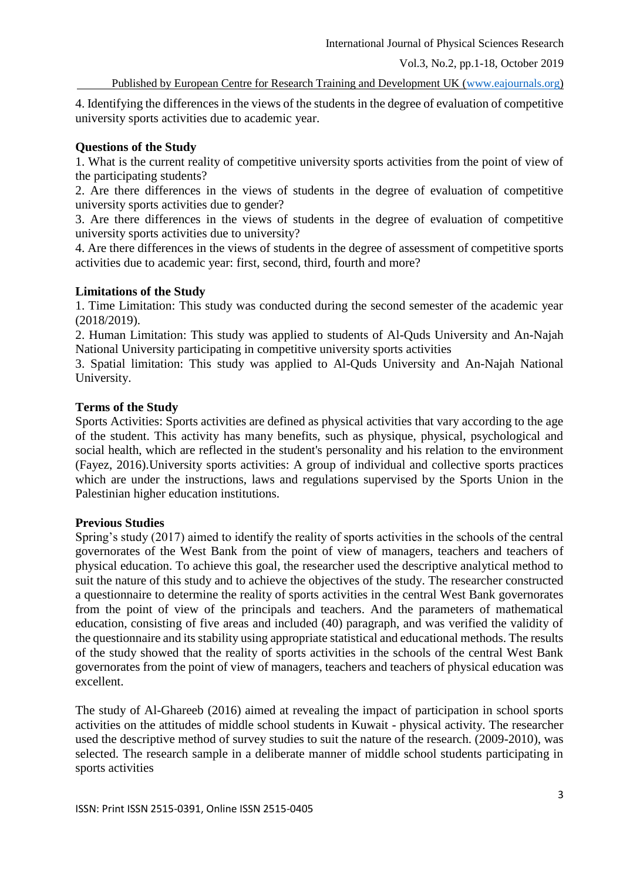4. Identifying the differences in the views of the students in the degree of evaluation of competitive university sports activities due to academic year.

**Questions of the Study**

1. What is the current reality of competitive university sports activities from the point of view of the participating students?
2. Are there differences in the views of students in the degree of evaluation of competitive university sports activities due to gender?
3. Are there differences in the views of students in the degree of evaluation of competitive university sports activities due to university?
4. Are there differences in the views of students in the degree of assessment of competitive sports activities due to academic year: first, second, third, fourth and more?

**Limitations of the Study**

1. Time Limitation: This study was conducted during the second semester of the academic year (2018/2019).
2. Human Limitation: This study was applied to students of Al-Quds University and An-Najah National University participating in competitive university sports activities
3. Spatial limitation: This study was applied to Al-Quds University and An-Najah National University.

**Terms of the Study**

Sports Activities: Sports activities are defined as physical activities that vary according to the age of the student. This activity has many benefits, such as physique, physical, psychological and social health, which are reflected in the student's personality and his relation to the environment (Fayez, 2016).University sports activities: A group of individual and collective sports practices which are under the instructions, laws and regulations supervised by the Sports Union in the Palestinian higher education institutions.

**Previous Studies**

Spring's study (2017) aimed to identify the reality of sports activities in the schools of the central governorates of the West Bank from the point of view of managers, teachers and teachers of physical education. To achieve this goal, the researcher used the descriptive analytical method to suit the nature of this study and to achieve the objectives of the study. The researcher constructed a questionnaire to determine the reality of sports activities in the central West Bank governorates from the point of view of the principals and teachers. And the parameters of mathematical education, consisting of five areas and included (40) paragraph, and was verified the validity of the questionnaire and its stability using appropriate statistical and educational methods. The results of the study showed that the reality of sports activities in the schools of the central West Bank governorates from the point of view of managers, teachers and teachers of physical education was excellent.

The study of Al-Ghareeb (2016) aimed at revealing the impact of participation in school sports activities on the attitudes of middle school students in Kuwait - physical activity. The researcher used the descriptive method of survey studies to suit the nature of the research. (2009-2010), was selected. The research sample in a deliberate manner of middle school students participating in sports activities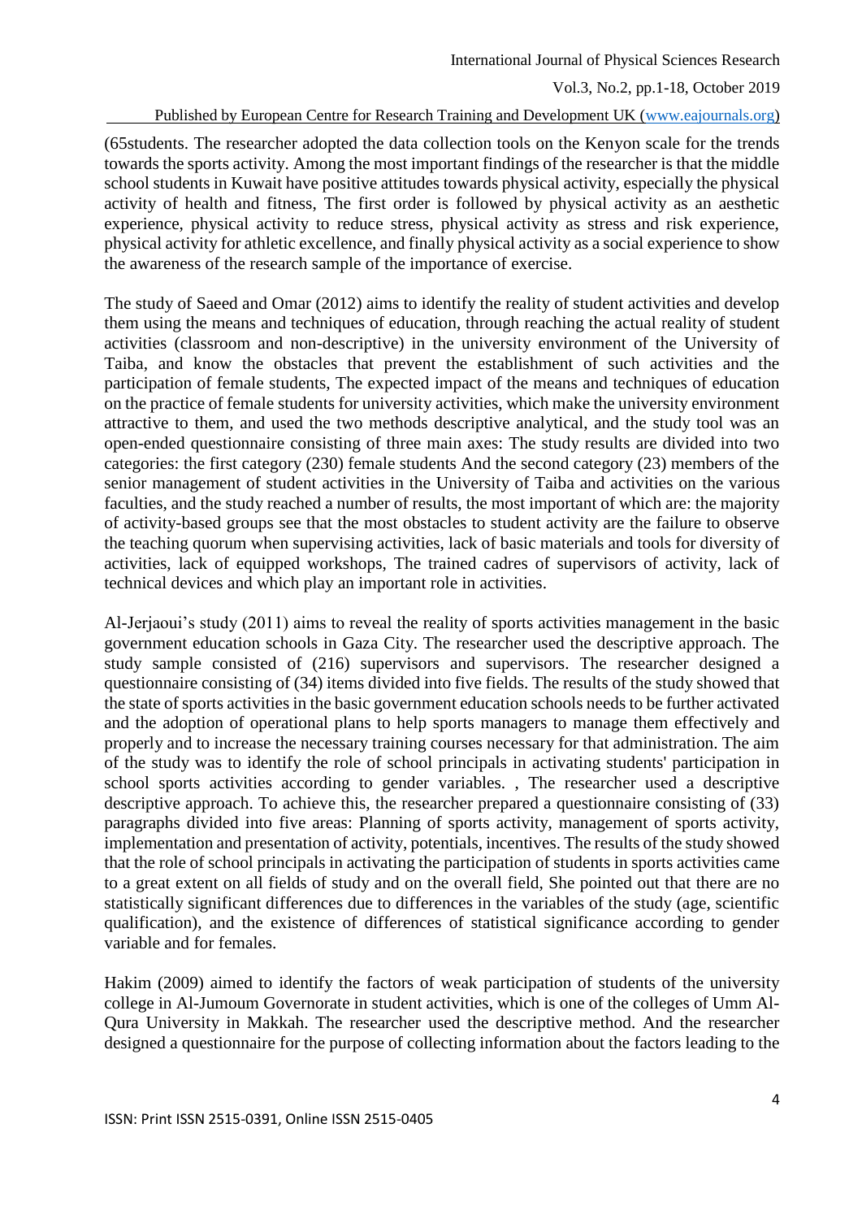(65students. The researcher adopted the data collection tools on the Kenyon scale for the trends towards the sports activity. Among the most important findings of the researcher is that the middle school students in Kuwait have positive attitudes towards physical activity, especially the physical activity of health and fitness, The first order is followed by physical activity as an aesthetic experience, physical activity to reduce stress, physical activity as stress and risk experience, physical activity for athletic excellence, and finally physical activity as a social experience to show the awareness of the research sample of the importance of exercise.

The study of Saeed and Omar (2012) aims to identify the reality of student activities and develop them using the means and techniques of education, through reaching the actual reality of student activities (classroom and non-descriptive) in the university environment of the University of Taiba, and know the obstacles that prevent the establishment of such activities and the participation of female students, The expected impact of the means and techniques of education on the practice of female students for university activities, which make the university environment attractive to them, and used the two methods descriptive analytical, and the study tool was an open-ended questionnaire consisting of three main axes: The study results are divided into two categories: the first category (230) female students And the second category (23) members of the senior management of student activities in the University of Taiba and activities on the various faculties, and the study reached a number of results, the most important of which are: the majority of activity-based groups see that the most obstacles to student activity are the failure to observe the teaching quorum when supervising activities, lack of basic materials and tools for diversity of activities, lack of equipped workshops, The trained cadres of supervisors of activity, lack of technical devices and which play an important role in activities.

Al-Jerjaoui's study (2011) aims to reveal the reality of sports activities management in the basic government education schools in Gaza City. The researcher used the descriptive approach. The study sample consisted of (216) supervisors and supervisors. The researcher designed a questionnaire consisting of (34) items divided into five fields. The results of the study showed that the state of sports activities in the basic government education schools needs to be further activated and the adoption of operational plans to help sports managers to manage them effectively and properly and to increase the necessary training courses necessary for that administration. The aim of the study was to identify the role of school principals in activating students' participation in school sports activities according to gender variables. , The researcher used a descriptive descriptive approach. To achieve this, the researcher prepared a questionnaire consisting of (33) paragraphs divided into five areas: Planning of sports activity, management of sports activity, implementation and presentation of activity, potentials, incentives. The results of the study showed that the role of school principals in activating the participation of students in sports activities came to a great extent on all fields of study and on the overall field, She pointed out that there are no statistically significant differences due to differences in the variables of the study (age, scientific qualification), and the existence of differences of statistical significance according to gender variable and for females.

Hakim (2009) aimed to identify the factors of weak participation of students of the university college in Al-Jumoum Governorate in student activities, which is one of the colleges of Umm Al-Qura University in Makkah. The researcher used the descriptive method. And the researcher designed a questionnaire for the purpose of collecting information about the factors leading to the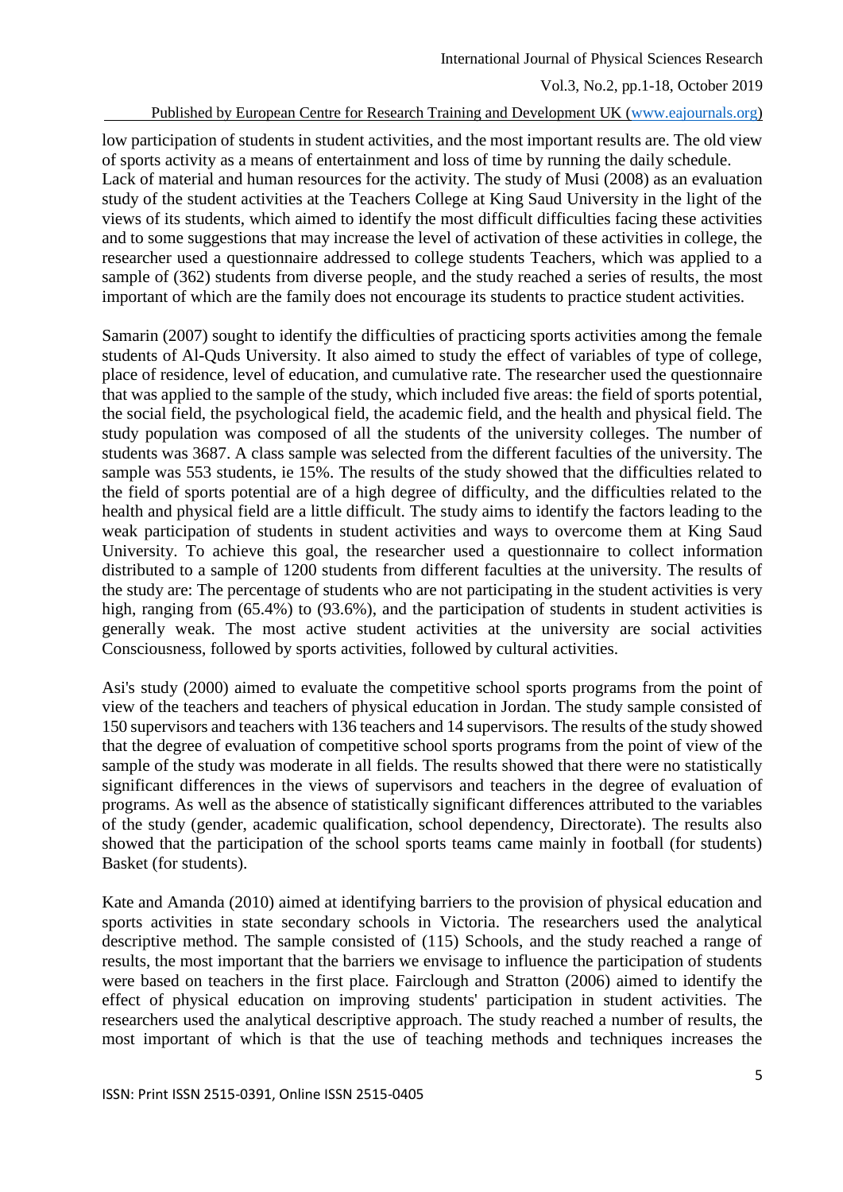low participation of students in student activities, and the most important results are. The old view of sports activity as a means of entertainment and loss of time by running the daily schedule. Lack of material and human resources for the activity. The study of Musi (2008) as an evaluation study of the student activities at the Teachers College at King Saud University in the light of the views of its students, which aimed to identify the most difficult difficulties facing these activities and to some suggestions that may increase the level of activation of these activities in college, the researcher used a questionnaire addressed to college students Teachers, which was applied to a sample of (362) students from diverse people, and the study reached a series of results, the most important of which are the family does not encourage its students to practice student activities.

Samarin (2007) sought to identify the difficulties of practicing sports activities among the female students of Al-Quds University. It also aimed to study the effect of variables of type of college, place of residence, level of education, and cumulative rate. The researcher used the questionnaire that was applied to the sample of the study, which included five areas: the field of sports potential, the social field, the psychological field, the academic field, and the health and physical field. The study population was composed of all the students of the university colleges. The number of students was 3687. A class sample was selected from the different faculties of the university. The sample was 553 students, ie 15%. The results of the study showed that the difficulties related to the field of sports potential are of a high degree of difficulty, and the difficulties related to the health and physical field are a little difficult. The study aims to identify the factors leading to the weak participation of students in student activities and ways to overcome them at King Saud University. To achieve this goal, the researcher used a questionnaire to collect information distributed to a sample of 1200 students from different faculties at the university. The results of the study are: The percentage of students who are not participating in the student activities is very high, ranging from (65.4%) to (93.6%), and the participation of students in student activities is generally weak. The most active student activities at the university are social activities Consciousness, followed by sports activities, followed by cultural activities.

Asi's study (2000) aimed to evaluate the competitive school sports programs from the point of view of the teachers and teachers of physical education in Jordan. The study sample consisted of 150 supervisors and teachers with 136 teachers and 14 supervisors. The results of the study showed that the degree of evaluation of competitive school sports programs from the point of view of the sample of the study was moderate in all fields. The results showed that there were no statistically significant differences in the views of supervisors and teachers in the degree of evaluation of programs. As well as the absence of statistically significant differences attributed to the variables of the study (gender, academic qualification, school dependency, Directorate). The results also showed that the participation of the school sports teams came mainly in football (for students) Basket (for students).

Kate and Amanda (2010) aimed at identifying barriers to the provision of physical education and sports activities in state secondary schools in Victoria. The researchers used the analytical descriptive method. The sample consisted of (115) Schools, and the study reached a range of results, the most important that the barriers we envisage to influence the participation of students were based on teachers in the first place. Fairclough and Stratton (2006) aimed to identify the effect of physical education on improving students' participation in student activities. The researchers used the analytical descriptive approach. The study reached a number of results, the most important of which is that the use of teaching methods and techniques increases the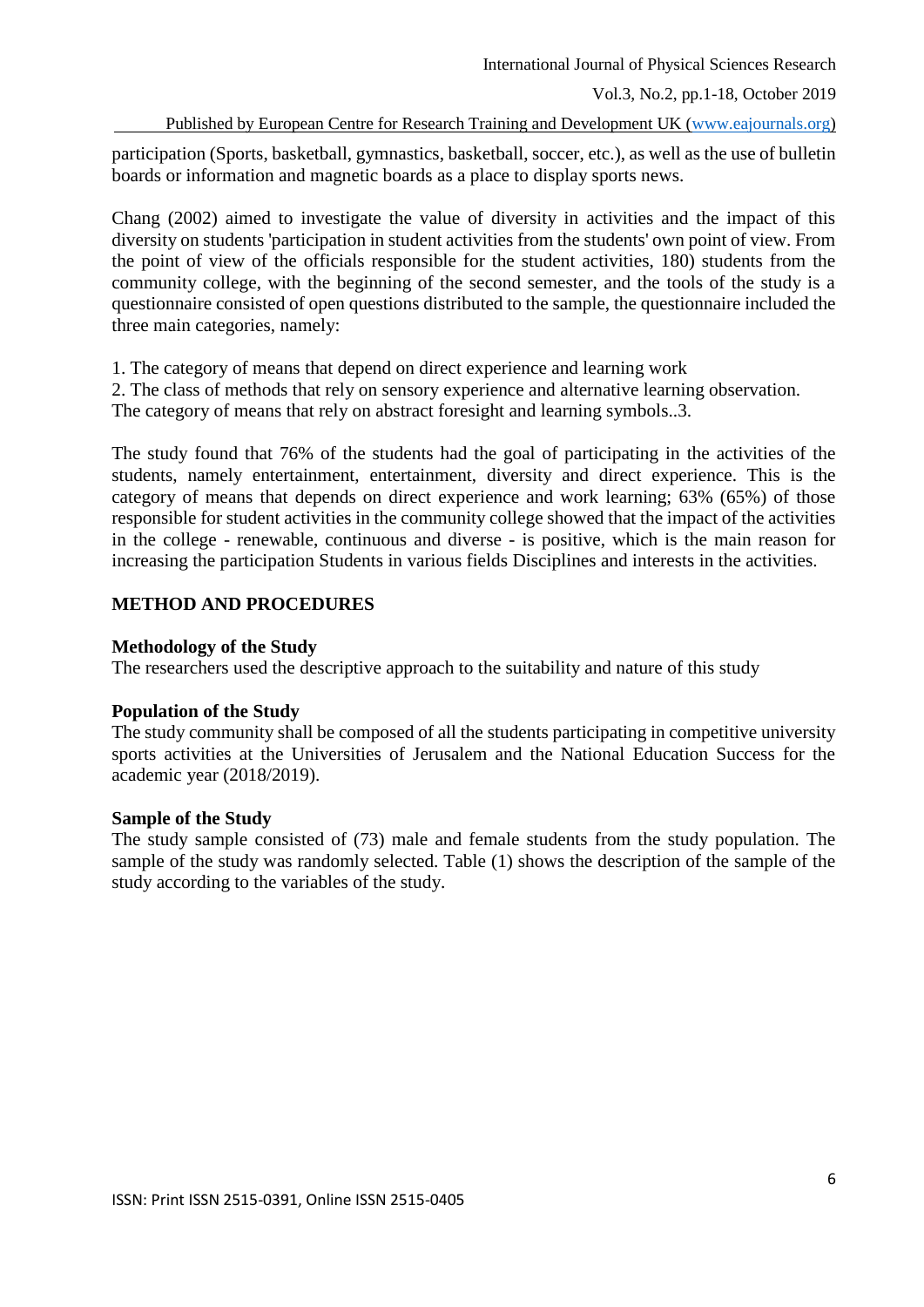participation (Sports, basketball, gymnastics, basketball, soccer, etc.), as well as the use of bulletin boards or information and magnetic boards as a place to display sports news.

Chang (2002) aimed to investigate the value of diversity in activities and the impact of this diversity on students 'participation in student activities from the students' own point of view. From the point of view of the officials responsible for the student activities, 180) students from the community college, with the beginning of the second semester, and the tools of the study is a questionnaire consisted of open questions distributed to the sample, the questionnaire included the three main categories, namely:

1. The category of means that depend on direct experience and learning work
2. The class of methods that rely on sensory experience and alternative learning observation.

The category of means that rely on abstract foresight and learning symbols..3.

The study found that 76% of the students had the goal of participating in the activities of the students, namely entertainment, entertainment, diversity and direct experience. This is the category of means that depends on direct experience and work learning; 63% (65%) of those responsible for student activities in the community college showed that the impact of the activities in the college - renewable, continuous and diverse - is positive, which is the main reason for increasing the participation Students in various fields Disciplines and interests in the activities.

## METHOD AND PROCEDURES

### Methodology of the Study

The researchers used the descriptive approach to the suitability and nature of this study

### Population of the Study

The study community shall be composed of all the students participating in competitive university sports activities at the Universities of Jerusalem and the National Education Success for the academic year (2018/2019).

### Sample of the Study

The study sample consisted of (73) male and female students from the study population. The sample of the study was randomly selected. Table (1) shows the description of the sample of the study according to the variables of the study.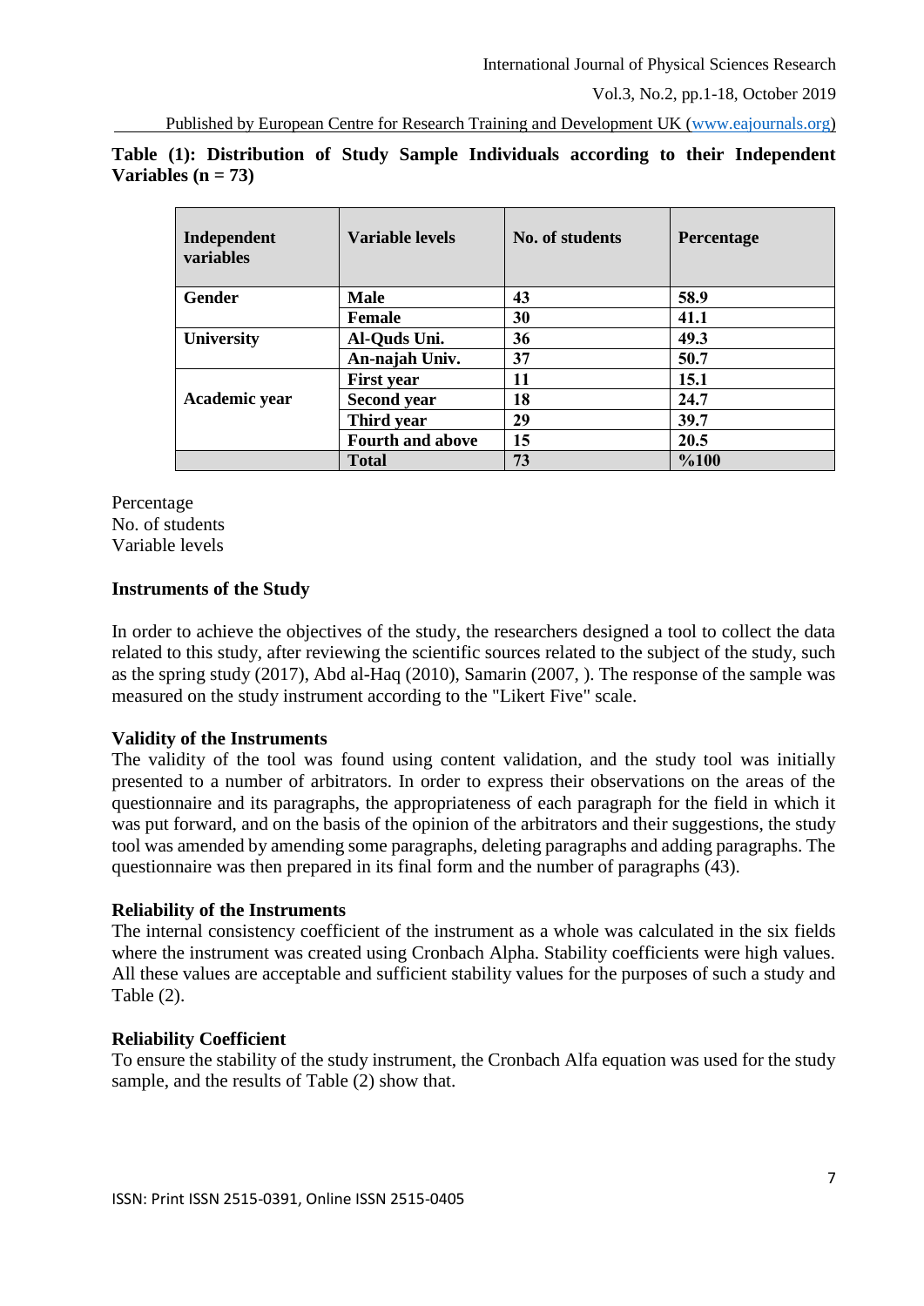**Table (1): Distribution of Study Sample Individuals according to their Independent Variables (n = 73)**

| Independent variables | Variable levels | No. of students | Percentage |
|---|---|---|---|
| **Gender** | **Male** | **43** | **58.9** |
| | **Female** | **30** | **41.1** |
| **University** | **Al-Quds Uni.** | **36** | **49.3** |
| | **An-najah Univ.** | **37** | **50.7** |
| **Academic year** | **First year** | **11** | **15.1** |
| | **Second year** | **18** | **24.7** |
| | **Third year** | **29** | **39.7** |
| | **Fourth and above** | **15** | **20.5** |
| | **Total** | **73** | **%100** |

Percentage
No. of students
Variable levels

### Instruments of the Study

In order to achieve the objectives of the study, the researchers designed a tool to collect the data related to this study, after reviewing the scientific sources related to the subject of the study, such as the spring study (2017), Abd al-Haq (2010), Samarin (2007, ). The response of the sample was measured on the study instrument according to the "Likert Five" scale.

### Validity of the Instruments

The validity of the tool was found using content validation, and the study tool was initially presented to a number of arbitrators. In order to express their observations on the areas of the questionnaire and its paragraphs, the appropriateness of each paragraph for the field in which it was put forward, and on the basis of the opinion of the arbitrators and their suggestions, the study tool was amended by amending some paragraphs, deleting paragraphs and adding paragraphs. The questionnaire was then prepared in its final form and the number of paragraphs (43).

### Reliability of the Instruments

The internal consistency coefficient of the instrument as a whole was calculated in the six fields where the instrument was created using Cronbach Alpha. Stability coefficients were high values. All these values are acceptable and sufficient stability values for the purposes of such a study and Table (2).

### Reliability Coefficient

To ensure the stability of the study instrument, the Cronbach Alfa equation was used for the study sample, and the results of Table (2) show that.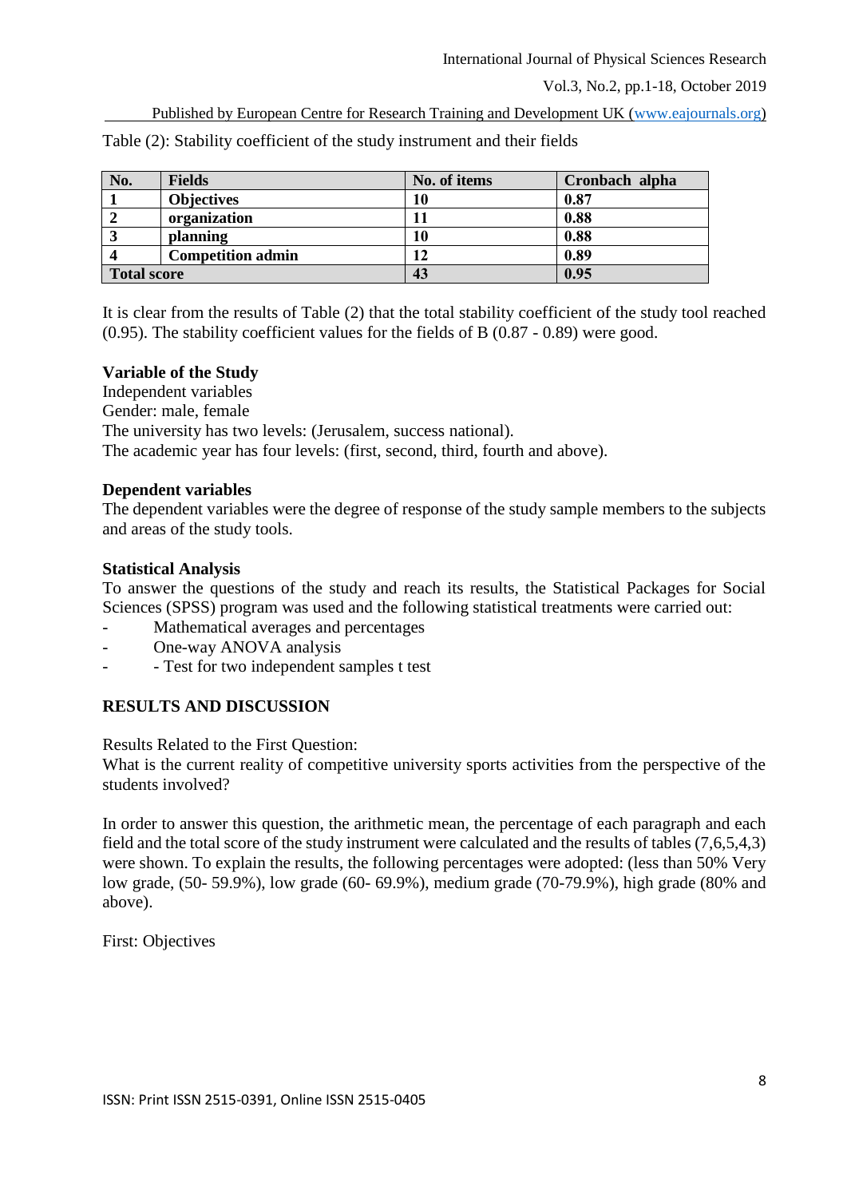Table (2): Stability coefficient of the study instrument and their fields

| No. | Fields | No. of items | Cronbach alpha |
|---|---|---|---|
| 1 | Objectives | 10 | 0.87 |
| 2 | organization | 11 | 0.88 |
| 3 | planning | 10 | 0.88 |
| 4 | Competition admin | 12 | 0.89 |
| Total score | | 43 | 0.95 |

It is clear from the results of Table (2) that the total stability coefficient of the study tool reached (0.95). The stability coefficient values for the fields of B (0.87 - 0.89) were good.

**Variable of the Study**

Independent variables

Gender: male, female

The university has two levels: (Jerusalem, success national).

The academic year has four levels: (first, second, third, fourth and above).

**Dependent variables**

The dependent variables were the degree of response of the study sample members to the subjects and areas of the study tools.

**Statistical Analysis**

To answer the questions of the study and reach its results, the Statistical Packages for Social Sciences (SPSS) program was used and the following statistical treatments were carried out:

- Mathematical averages and percentages
- One-way ANOVA analysis
- - Test for two independent samples t test

## RESULTS AND DISCUSSION

Results Related to the First Question:

What is the current reality of competitive university sports activities from the perspective of the students involved?

In order to answer this question, the arithmetic mean, the percentage of each paragraph and each field and the total score of the study instrument were calculated and the results of tables (7,6,5,4,3) were shown. To explain the results, the following percentages were adopted: (less than 50% Very low grade, (50- 59.9%), low grade (60- 69.9%), medium grade (70-79.9%), high grade (80% and above).

First: Objectives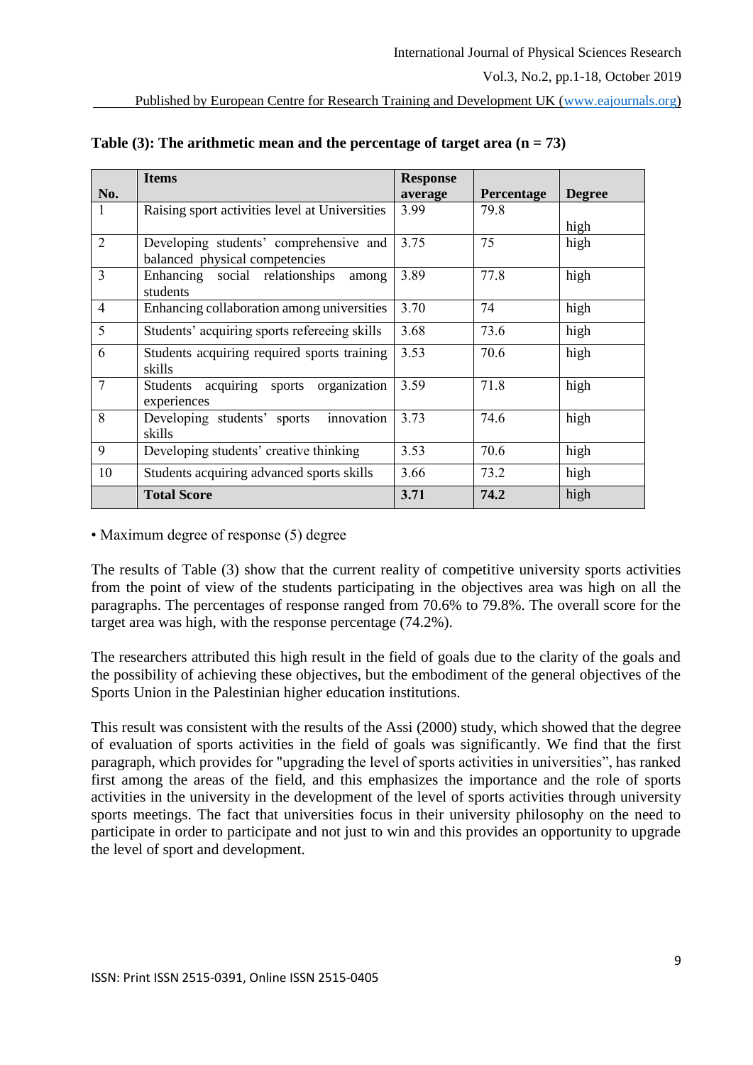**Table (3): The arithmetic mean and the percentage of target area (n = 73)**

| No. | Items | Response average | Percentage | Degree |
|---|---|---|---|---|
| 1 | Raising sport activities level at Universities | 3.99 | 79.8 | high |
| 2 | Developing students' comprehensive and balanced physical competencies | 3.75 | 75 | high |
| 3 | Enhancing social relationships among students | 3.89 | 77.8 | high |
| 4 | Enhancing collaboration among universities | 3.70 | 74 | high |
| 5 | Students' acquiring sports refereeing skills | 3.68 | 73.6 | high |
| 6 | Students acquiring required sports training skills | 3.53 | 70.6 | high |
| 7 | Students acquiring sports organization experiences | 3.59 | 71.8 | high |
| 8 | Developing students' sports innovation skills | 3.73 | 74.6 | high |
| 9 | Developing students' creative thinking | 3.53 | 70.6 | high |
| 10 | Students acquiring advanced sports skills | 3.66 | 73.2 | high |
| | **Total Score** | **3.71** | **74.2** | high |

• Maximum degree of response (5) degree

The results of Table (3) show that the current reality of competitive university sports activities from the point of view of the students participating in the objectives area was high on all the paragraphs. The percentages of response ranged from 70.6% to 79.8%. The overall score for the target area was high, with the response percentage (74.2%).

The researchers attributed this high result in the field of goals due to the clarity of the goals and the possibility of achieving these objectives, but the embodiment of the general objectives of the Sports Union in the Palestinian higher education institutions.

This result was consistent with the results of the Assi (2000) study, which showed that the degree of evaluation of sports activities in the field of goals was significantly. We find that the first paragraph, which provides for "upgrading the level of sports activities in universities", has ranked first among the areas of the field, and this emphasizes the importance and the role of sports activities in the university in the development of the level of sports activities through university sports meetings. The fact that universities focus in their university philosophy on the need to participate in order to participate and not just to win and this provides an opportunity to upgrade the level of sport and development.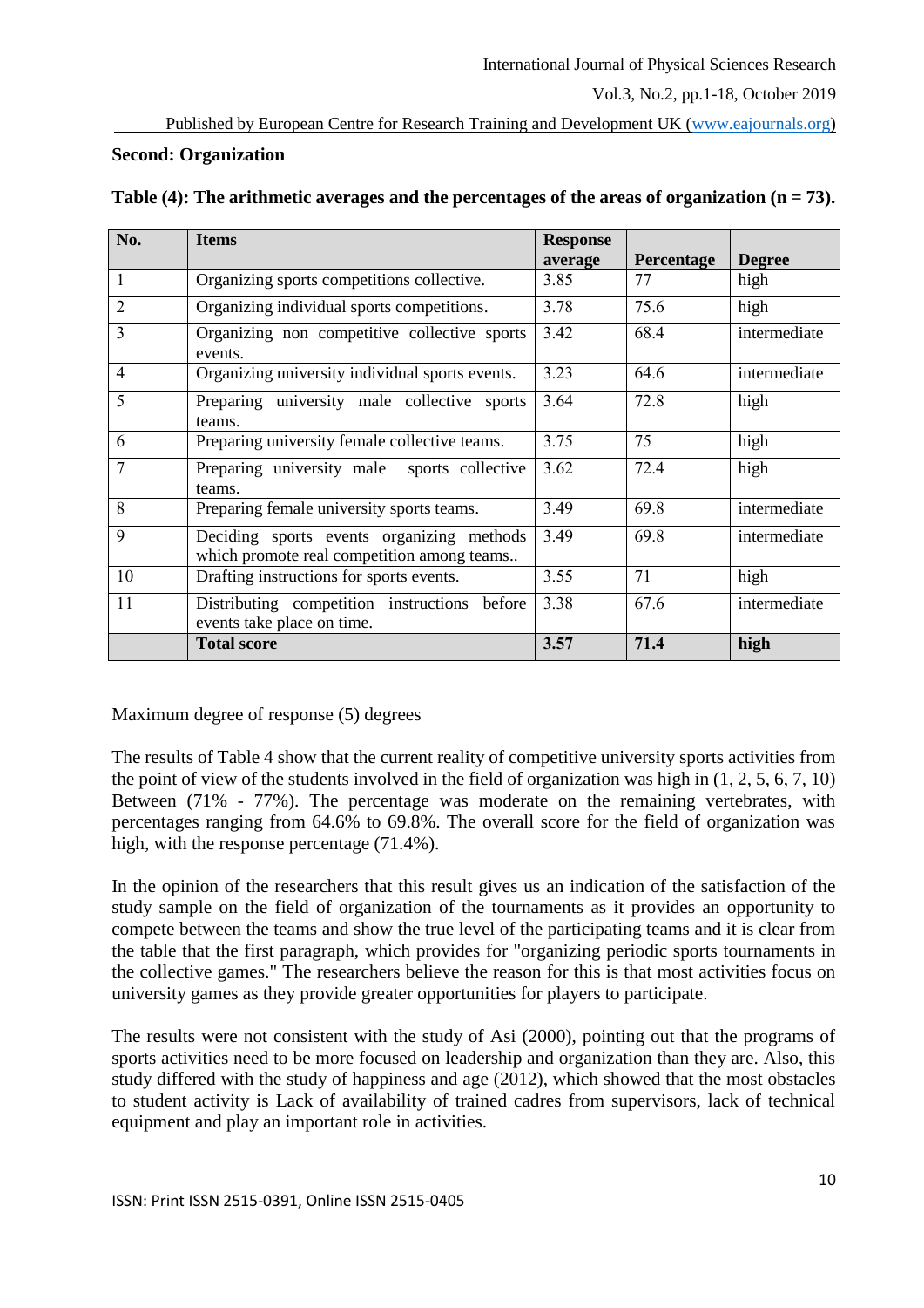**Second: Organization**

**Table (4): The arithmetic averages and the percentages of the areas of organization (n = 73).**

| No. | Items | Response average | Percentage | Degree |
|---|---|---|---|---|
| 1 | Organizing sports competitions collective. | 3.85 | 77 | high |
| 2 | Organizing individual sports competitions. | 3.78 | 75.6 | high |
| 3 | Organizing non competitive collective sports events. | 3.42 | 68.4 | intermediate |
| 4 | Organizing university individual sports events. | 3.23 | 64.6 | intermediate |
| 5 | Preparing university male collective sports teams. | 3.64 | 72.8 | high |
| 6 | Preparing university female collective teams. | 3.75 | 75 | high |
| 7 | Preparing university male sports collective teams. | 3.62 | 72.4 | high |
| 8 | Preparing female university sports teams. | 3.49 | 69.8 | intermediate |
| 9 | Deciding sports events organizing methods which promote real competition among teams.. | 3.49 | 69.8 | intermediate |
| 10 | Drafting instructions for sports events. | 3.55 | 71 | high |
| 11 | Distributing competition instructions before events take place on time. | 3.38 | 67.6 | intermediate |
| | **Total score** | **3.57** | **71.4** | **high** |

Maximum degree of response (5) degrees

The results of Table 4 show that the current reality of competitive university sports activities from the point of view of the students involved in the field of organization was high in (1, 2, 5, 6, 7, 10) Between (71% - 77%). The percentage was moderate on the remaining vertebrates, with percentages ranging from 64.6% to 69.8%. The overall score for the field of organization was high, with the response percentage (71.4%).

In the opinion of the researchers that this result gives us an indication of the satisfaction of the study sample on the field of organization of the tournaments as it provides an opportunity to compete between the teams and show the true level of the participating teams and it is clear from the table that the first paragraph, which provides for "organizing periodic sports tournaments in the collective games." The researchers believe the reason for this is that most activities focus on university games as they provide greater opportunities for players to participate.

The results were not consistent with the study of Asi (2000), pointing out that the programs of sports activities need to be more focused on leadership and organization than they are. Also, this study differed with the study of happiness and age (2012), which showed that the most obstacles to student activity is Lack of availability of trained cadres from supervisors, lack of technical equipment and play an important role in activities.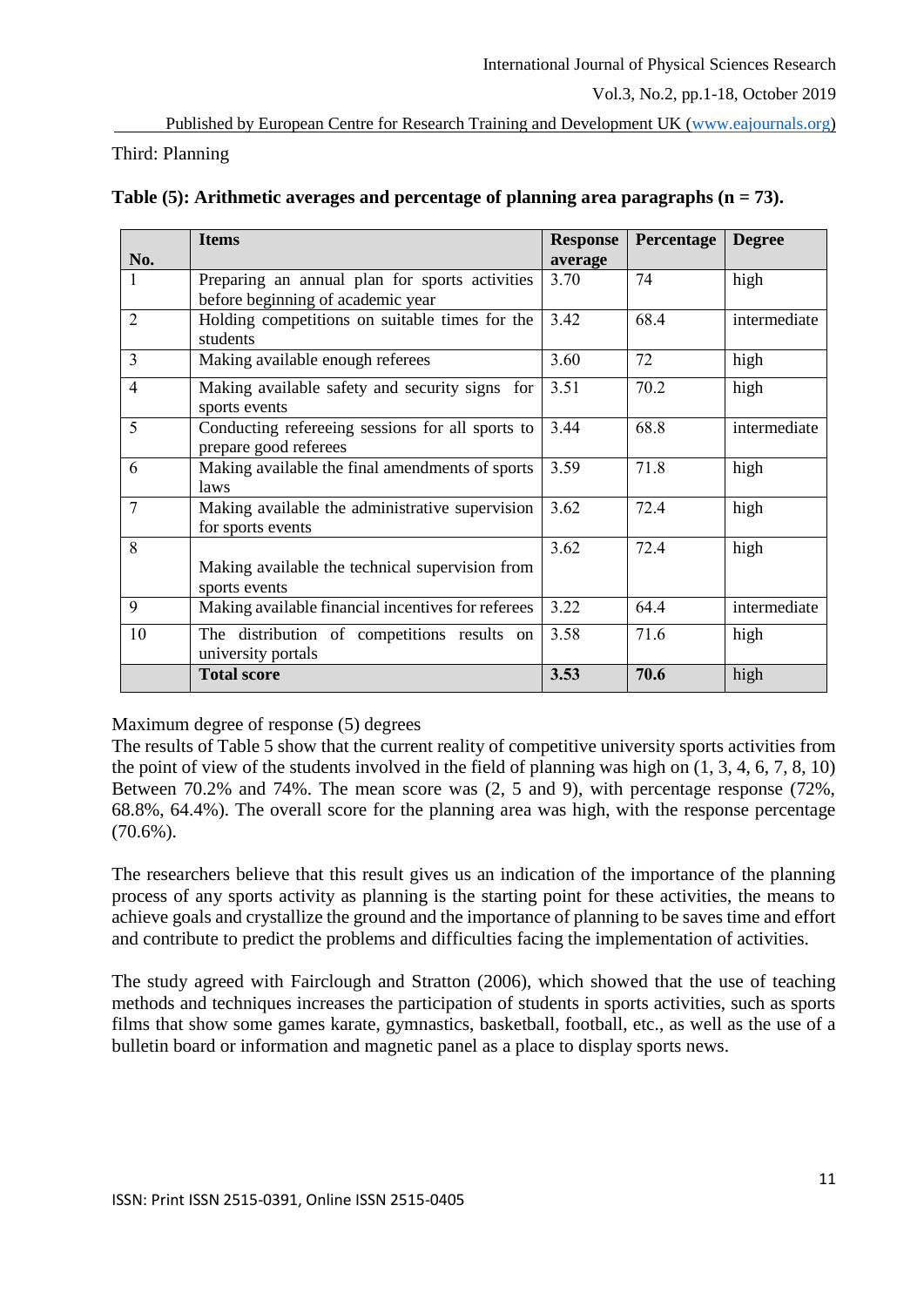Third: Planning

**Table (5): Arithmetic averages and percentage of planning area paragraphs (n = 73).**

| No. | Items | Response average | Percentage | Degree |
|---|---|---|---|---|
| 1 | Preparing an annual plan for sports activities before beginning of academic year | 3.70 | 74 | high |
| 2 | Holding competitions on suitable times for the students | 3.42 | 68.4 | intermediate |
| 3 | Making available enough referees | 3.60 | 72 | high |
| 4 | Making available safety and security signs for sports events | 3.51 | 70.2 | high |
| 5 | Conducting refereeing sessions for all sports to prepare good referees | 3.44 | 68.8 | intermediate |
| 6 | Making available the final amendments of sports laws | 3.59 | 71.8 | high |
| 7 | Making available the administrative supervision for sports events | 3.62 | 72.4 | high |
| 8 | Making available the technical supervision from sports events | 3.62 | 72.4 | high |
| 9 | Making available financial incentives for referees | 3.22 | 64.4 | intermediate |
| 10 | The distribution of competitions results on university portals | 3.58 | 71.6 | high |
| | **Total score** | **3.53** | **70.6** | high |

Maximum degree of response (5) degrees

The results of Table 5 show that the current reality of competitive university sports activities from the point of view of the students involved in the field of planning was high on (1, 3, 4, 6, 7, 8, 10) Between 70.2% and 74%. The mean score was (2, 5 and 9), with percentage response (72%, 68.8%, 64.4%). The overall score for the planning area was high, with the response percentage (70.6%).

The researchers believe that this result gives us an indication of the importance of the planning process of any sports activity as planning is the starting point for these activities, the means to achieve goals and crystallize the ground and the importance of planning to be saves time and effort and contribute to predict the problems and difficulties facing the implementation of activities.

The study agreed with Fairclough and Stratton (2006), which showed that the use of teaching methods and techniques increases the participation of students in sports activities, such as sports films that show some games karate, gymnastics, basketball, football, etc., as well as the use of a bulletin board or information and magnetic panel as a place to display sports news.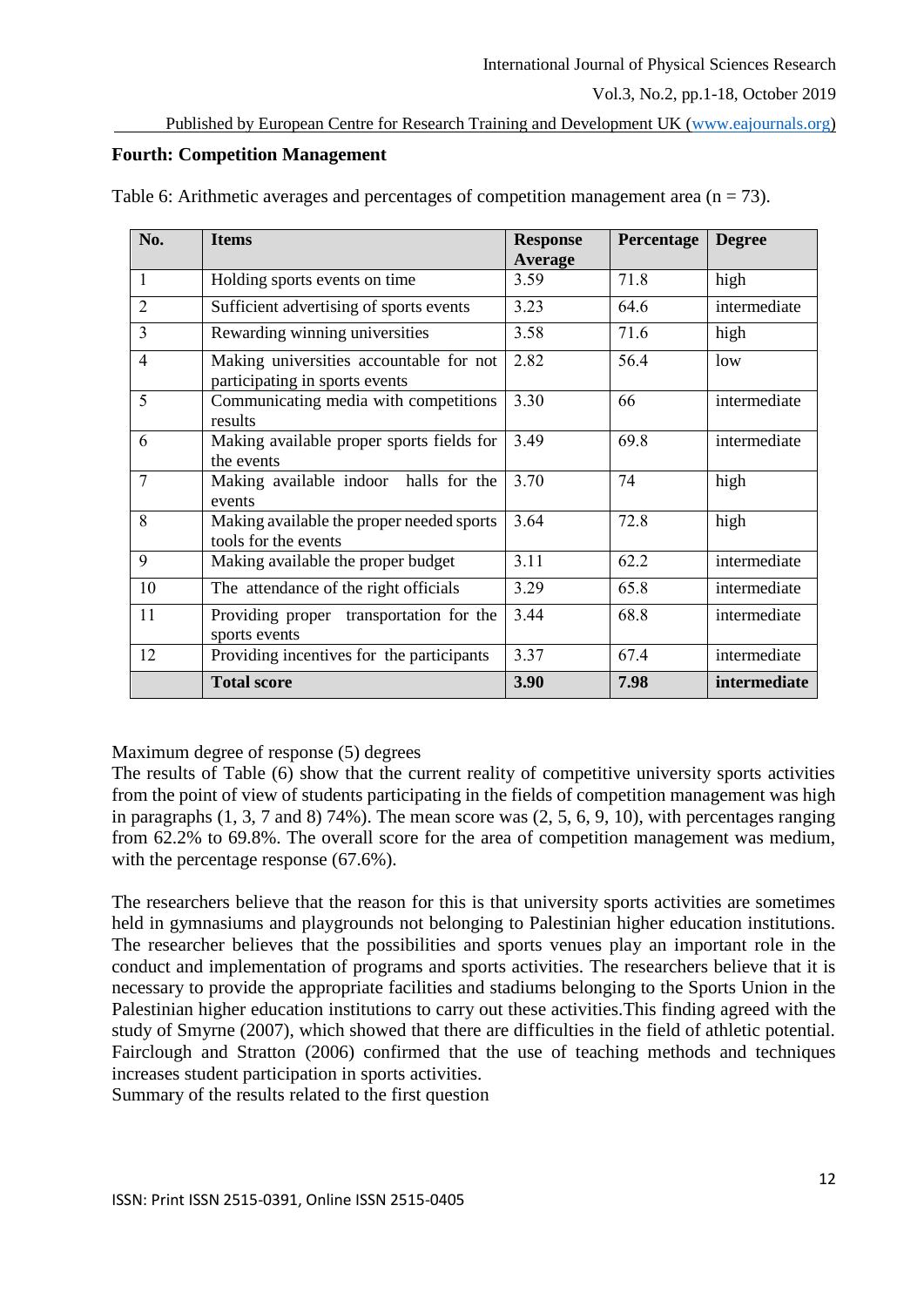**Fourth: Competition Management**

Table 6: Arithmetic averages and percentages of competition management area (n = 73).

| No. | Items | Response Average | Percentage | Degree |
|---|---|---|---|---|
| 1 | Holding sports events on time | 3.59 | 71.8 | high |
| 2 | Sufficient advertising of sports events | 3.23 | 64.6 | intermediate |
| 3 | Rewarding winning universities | 3.58 | 71.6 | high |
| 4 | Making universities accountable for not participating in sports events | 2.82 | 56.4 | low |
| 5 | Communicating media with competitions results | 3.30 | 66 | intermediate |
| 6 | Making available proper sports fields for the events | 3.49 | 69.8 | intermediate |
| 7 | Making available indoor halls for the events | 3.70 | 74 | high |
| 8 | Making available the proper needed sports tools for the events | 3.64 | 72.8 | high |
| 9 | Making available the proper budget | 3.11 | 62.2 | intermediate |
| 10 | The attendance of the right officials | 3.29 | 65.8 | intermediate |
| 11 | Providing proper transportation for the sports events | 3.44 | 68.8 | intermediate |
| 12 | Providing incentives for the participants | 3.37 | 67.4 | intermediate |
| | **Total score** | **3.90** | **7.98** | **intermediate** |

Maximum degree of response (5) degrees

The results of Table (6) show that the current reality of competitive university sports activities from the point of view of students participating in the fields of competition management was high in paragraphs (1, 3, 7 and 8) 74%). The mean score was (2, 5, 6, 9, 10), with percentages ranging from 62.2% to 69.8%. The overall score for the area of competition management was medium, with the percentage response (67.6%).

The researchers believe that the reason for this is that university sports activities are sometimes held in gymnasiums and playgrounds not belonging to Palestinian higher education institutions. The researcher believes that the possibilities and sports venues play an important role in the conduct and implementation of programs and sports activities. The researchers believe that it is necessary to provide the appropriate facilities and stadiums belonging to the Sports Union in the Palestinian higher education institutions to carry out these activities.This finding agreed with the study of Smyrne (2007), which showed that there are difficulties in the field of athletic potential. Fairclough and Stratton (2006) confirmed that the use of teaching methods and techniques increases student participation in sports activities.

Summary of the results related to the first question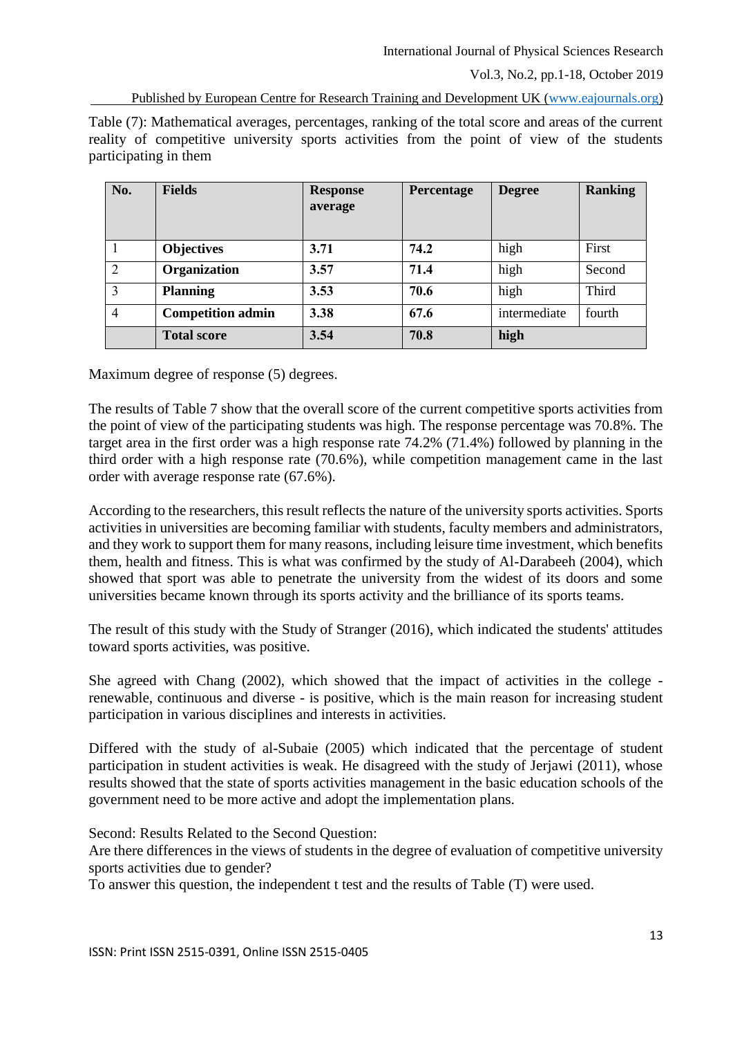Table (7): Mathematical averages, percentages, ranking of the total score and areas of the current reality of competitive university sports activities from the point of view of the students participating in them

| No. | Fields | Response average | Percentage | Degree | Ranking |
|---|---|---|---|---|---|
| 1 | **Objectives** | **3.71** | **74.2** | high | First |
| 2 | **Organization** | **3.57** | **71.4** | high | Second |
| 3 | **Planning** | **3.53** | **70.6** | high | Third |
| 4 | **Competition admin** | **3.38** | **67.6** | intermediate | fourth |
| | **Total score** | **3.54** | **70.8** | **high** | |

Maximum degree of response (5) degrees.

The results of Table 7 show that the overall score of the current competitive sports activities from the point of view of the participating students was high. The response percentage was 70.8%. The target area in the first order was a high response rate 74.2% (71.4%) followed by planning in the third order with a high response rate (70.6%), while competition management came in the last order with average response rate (67.6%).

According to the researchers, this result reflects the nature of the university sports activities. Sports activities in universities are becoming familiar with students, faculty members and administrators, and they work to support them for many reasons, including leisure time investment, which benefits them, health and fitness. This is what was confirmed by the study of Al-Darabeeh (2004), which showed that sport was able to penetrate the university from the widest of its doors and some universities became known through its sports activity and the brilliance of its sports teams.

The result of this study with the Study of Stranger (2016), which indicated the students' attitudes toward sports activities, was positive.

She agreed with Chang (2002), which showed that the impact of activities in the college - renewable, continuous and diverse - is positive, which is the main reason for increasing student participation in various disciplines and interests in activities.

Differed with the study of al-Subaie (2005) which indicated that the percentage of student participation in student activities is weak. He disagreed with the study of Jerjawi (2011), whose results showed that the state of sports activities management in the basic education schools of the government need to be more active and adopt the implementation plans.

Second: Results Related to the Second Question:
Are there differences in the views of students in the degree of evaluation of competitive university sports activities due to gender?
To answer this question, the independent t test and the results of Table (T) were used.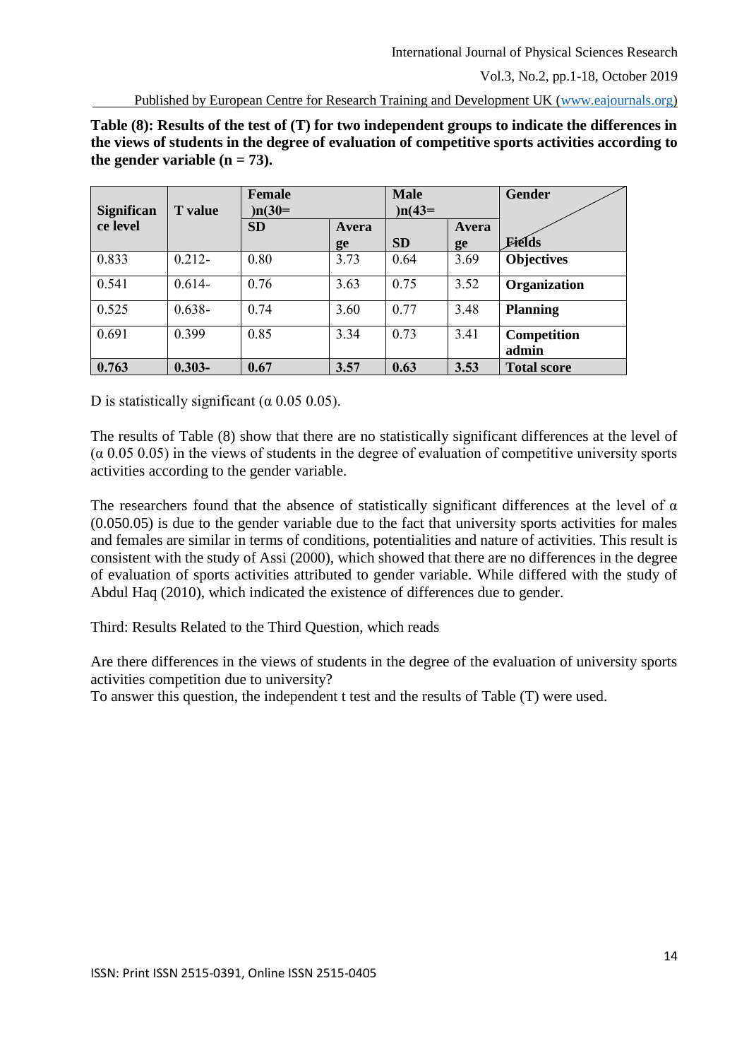**Table (8): Results of the test of (T) for two independent groups to indicate the differences in the views of students in the degree of evaluation of competitive sports activities according to the gender variable (n = 73).**

| Significance level | T value | Female )n(30= | | Male )n(43= | | Gender / Fields |
|---|---|---|---|---|---|---|
| | | SD | Average | SD | Average | |
| 0.833 | 0.212- | 0.80 | 3.73 | 0.64 | 3.69 | **Objectives** |
| 0.541 | 0.614- | 0.76 | 3.63 | 0.75 | 3.52 | **Organization** |
| 0.525 | 0.638- | 0.74 | 3.60 | 0.77 | 3.48 | **Planning** |
| 0.691 | 0.399 | 0.85 | 3.34 | 0.73 | 3.41 | **Competition admin** |
| **0.763** | **0.303-** | **0.67** | **3.57** | **0.63** | **3.53** | **Total score** |

D is statistically significant (α 0.05 0.05).

The results of Table (8) show that there are no statistically significant differences at the level of (α 0.05 0.05) in the views of students in the degree of evaluation of competitive university sports activities according to the gender variable.

The researchers found that the absence of statistically significant differences at the level of α (0.050.05) is due to the gender variable due to the fact that university sports activities for males and females are similar in terms of conditions, potentialities and nature of activities. This result is consistent with the study of Assi (2000), which showed that there are no differences in the degree of evaluation of sports activities attributed to gender variable. While differed with the study of Abdul Haq (2010), which indicated the existence of differences due to gender.

Third: Results Related to the Third Question, which reads

Are there differences in the views of students in the degree of the evaluation of university sports activities competition due to university?
To answer this question, the independent t test and the results of Table (T) were used.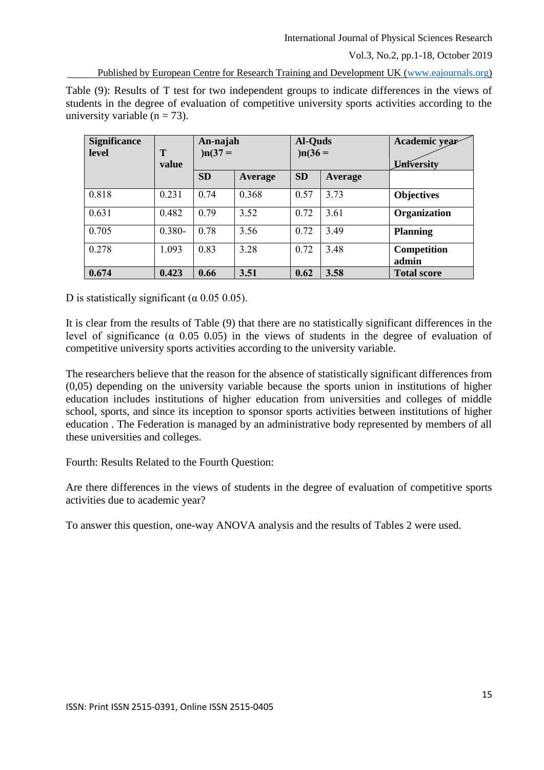Table (9): Results of T test for two independent groups to indicate differences in the views of students in the degree of evaluation of competitive university sports activities according to the university variable (n = 73).

| Significance level | T value | An-najah )n(37 = | | Al-Quds )n(36 = | | Academic year / University |
|---|---|---|---|---|---|---|
| | | **SD** | **Average** | **SD** | **Average** | |
| 0.818 | 0.231 | 0.74 | 0.368 | 0.57 | 3.73 | **Objectives** |
| 0.631 | 0.482 | 0.79 | 3.52 | 0.72 | 3.61 | **Organization** |
| 0.705 | 0.380- | 0.78 | 3.56 | 0.72 | 3.49 | **Planning** |
| 0.278 | 1.093 | 0.83 | 3.28 | 0.72 | 3.48 | **Competition admin** |
| **0.674** | **0.423** | **0.66** | **3.51** | **0.62** | **3.58** | **Total score** |

D is statistically significant (α 0.05 0.05).

It is clear from the results of Table (9) that there are no statistically significant differences in the level of significance (α 0.05 0.05) in the views of students in the degree of evaluation of competitive university sports activities according to the university variable.

The researchers believe that the reason for the absence of statistically significant differences from (0,05) depending on the university variable because the sports union in institutions of higher education includes institutions of higher education from universities and colleges of middle school, sports, and since its inception to sponsor sports activities between institutions of higher education . The Federation is managed by an administrative body represented by members of all these universities and colleges.

Fourth: Results Related to the Fourth Question:

Are there differences in the views of students in the degree of evaluation of competitive sports activities due to academic year?

To answer this question, one-way ANOVA analysis and the results of Tables 2 were used.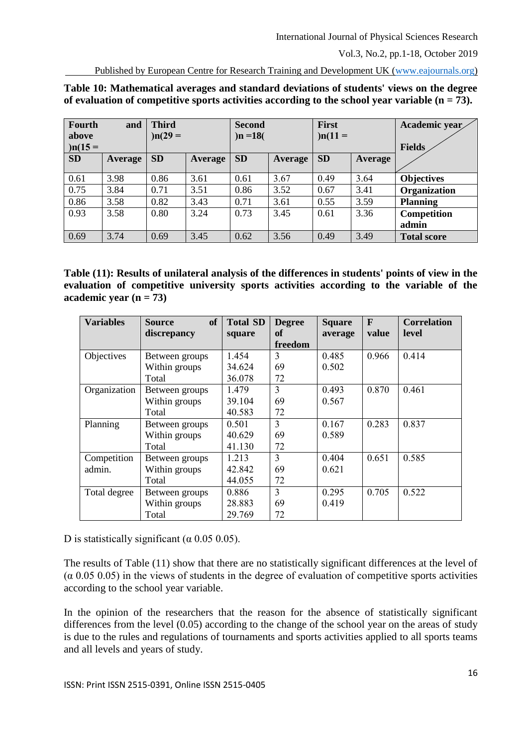**Table 10: Mathematical averages and standard deviations of students' views on the degree of evaluation of competitive sports activities according to the school year variable (n = 73).**

| Fourth and above )n(15 = | | Third )n(29 = | | Second )n =18( | | First )n(11 = | | Academic year / Fields |
|---|---|---|---|---|---|---|---|---|
| **SD** | **Average** | **SD** | **Average** | **SD** | **Average** | **SD** | **Average** | |
| 0.61 | 3.98 | 0.86 | 3.61 | 0.61 | 3.67 | 0.49 | 3.64 | **Objectives** |
| 0.75 | 3.84 | 0.71 | 3.51 | 0.86 | 3.52 | 0.67 | 3.41 | **Organization** |
| 0.86 | 3.58 | 0.82 | 3.43 | 0.71 | 3.61 | 0.55 | 3.59 | **Planning** |
| 0.93 | 3.58 | 0.80 | 3.24 | 0.73 | 3.45 | 0.61 | 3.36 | **Competition admin** |
| 0.69 | 3.74 | 0.69 | 3.45 | 0.62 | 3.56 | 0.49 | 3.49 | **Total score** |

**Table (11): Results of unilateral analysis of the differences in students' points of view in the evaluation of competitive university sports activities according to the variable of the academic year (n = 73)**

| Variables | Source of discrepancy | Total SD square | Degree of freedom | Square average | F value | Correlation level |
|---|---|---|---|---|---|---|
| Objectives | Between groups | 1.454 | 3 | 0.485 | 0.966 | 0.414 |
| | Within groups | 34.624 | 69 | 0.502 | | |
| | Total | 36.078 | 72 | | | |
| Organization | Between groups | 1.479 | 3 | 0.493 | 0.870 | 0.461 |
| | Within groups | 39.104 | 69 | 0.567 | | |
| | Total | 40.583 | 72 | | | |
| Planning | Between groups | 0.501 | 3 | 0.167 | 0.283 | 0.837 |
| | Within groups | 40.629 | 69 | 0.589 | | |
| | Total | 41.130 | 72 | | | |
| Competition admin. | Between groups | 1.213 | 3 | 0.404 | 0.651 | 0.585 |
| | Within groups | 42.842 | 69 | 0.621 | | |
| | Total | 44.055 | 72 | | | |
| Total degree | Between groups | 0.886 | 3 | 0.295 | 0.705 | 0.522 |
| | Within groups | 28.883 | 69 | 0.419 | | |
| | Total | 29.769 | 72 | | | |

D is statistically significant (α 0.05 0.05).

The results of Table (11) show that there are no statistically significant differences at the level of (α 0.05 0.05) in the views of students in the degree of evaluation of competitive sports activities according to the school year variable.

In the opinion of the researchers that the reason for the absence of statistically significant differences from the level (0.05) according to the change of the school year on the areas of study is due to the rules and regulations of tournaments and sports activities applied to all sports teams and all levels and years of study.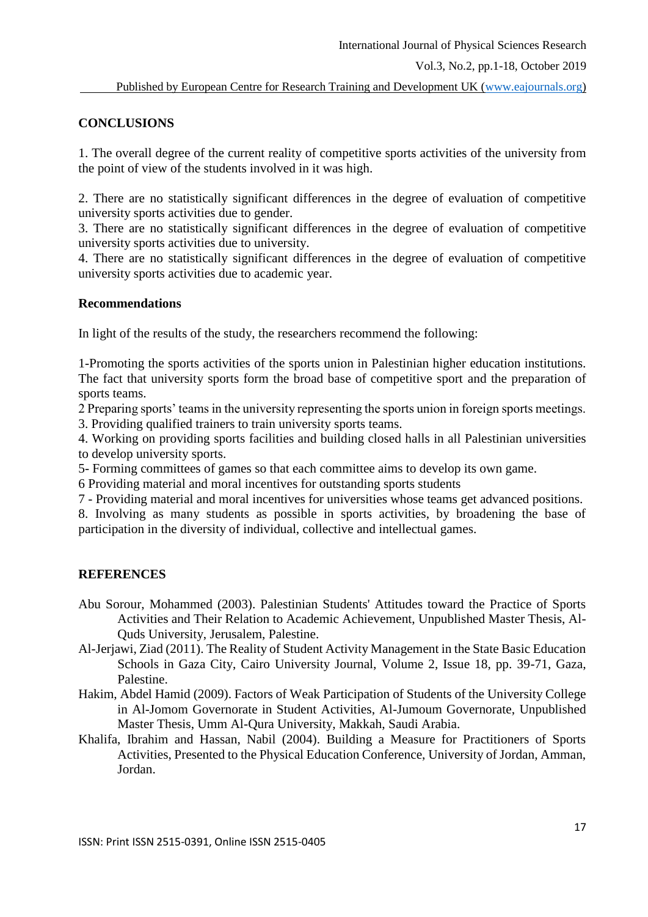## CONCLUSIONS

1. The overall degree of the current reality of competitive sports activities of the university from the point of view of the students involved in it was high.

2. There are no statistically significant differences in the degree of evaluation of competitive university sports activities due to gender.
3. There are no statistically significant differences in the degree of evaluation of competitive university sports activities due to university.
4. There are no statistically significant differences in the degree of evaluation of competitive university sports activities due to academic year.

### Recommendations

In light of the results of the study, the researchers recommend the following:

1-Promoting the sports activities of the sports union in Palestinian higher education institutions. The fact that university sports form the broad base of competitive sport and the preparation of sports teams.
2 Preparing sports' teams in the university representing the sports union in foreign sports meetings.
3. Providing qualified trainers to train university sports teams.
4. Working on providing sports facilities and building closed halls in all Palestinian universities to develop university sports.
5- Forming committees of games so that each committee aims to develop its own game.
6 Providing material and moral incentives for outstanding sports students
7 - Providing material and moral incentives for universities whose teams get advanced positions.
8. Involving as many students as possible in sports activities, by broadening the base of participation in the diversity of individual, collective and intellectual games.

## REFERENCES

Abu Sorour, Mohammed (2003). Palestinian Students' Attitudes toward the Practice of Sports Activities and Their Relation to Academic Achievement, Unpublished Master Thesis, Al-Quds University, Jerusalem, Palestine.

Al-Jerjawi, Ziad (2011). The Reality of Student Activity Management in the State Basic Education Schools in Gaza City, Cairo University Journal, Volume 2, Issue 18, pp. 39-71, Gaza, Palestine.

Hakim, Abdel Hamid (2009). Factors of Weak Participation of Students of the University College in Al-Jomom Governorate in Student Activities, Al-Jumoum Governorate, Unpublished Master Thesis, Umm Al-Qura University, Makkah, Saudi Arabia.

Khalifa, Ibrahim and Hassan, Nabil (2004). Building a Measure for Practitioners of Sports Activities, Presented to the Physical Education Conference, University of Jordan, Amman, Jordan.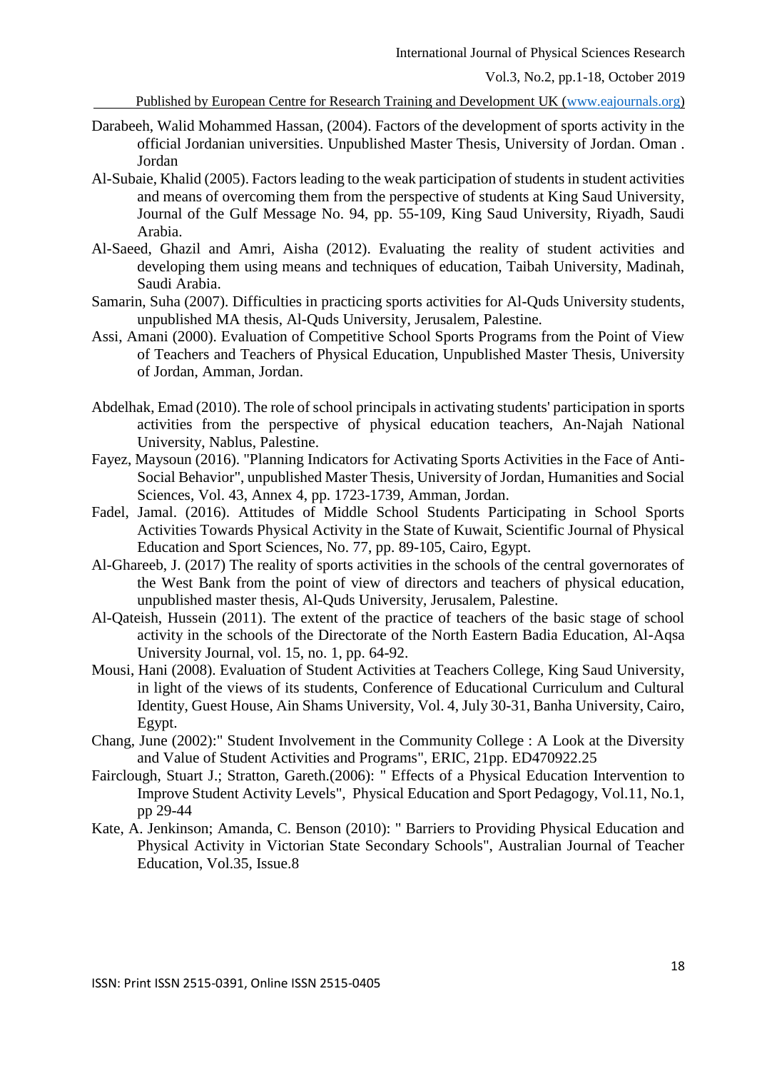Darabeeh, Walid Mohammed Hassan, (2004). Factors of the development of sports activity in the official Jordanian universities. Unpublished Master Thesis, University of Jordan. Oman . Jordan

Al-Subaie, Khalid (2005). Factors leading to the weak participation of students in student activities and means of overcoming them from the perspective of students at King Saud University, Journal of the Gulf Message No. 94, pp. 55-109, King Saud University, Riyadh, Saudi Arabia.

Al-Saeed, Ghazil and Amri, Aisha (2012). Evaluating the reality of student activities and developing them using means and techniques of education, Taibah University, Madinah, Saudi Arabia.

Samarin, Suha (2007). Difficulties in practicing sports activities for Al-Quds University students, unpublished MA thesis, Al-Quds University, Jerusalem, Palestine.

Assi, Amani (2000). Evaluation of Competitive School Sports Programs from the Point of View of Teachers and Teachers of Physical Education, Unpublished Master Thesis, University of Jordan, Amman, Jordan.

Abdelhak, Emad (2010). The role of school principals in activating students' participation in sports activities from the perspective of physical education teachers, An-Najah National University, Nablus, Palestine.

Fayez, Maysoun (2016). "Planning Indicators for Activating Sports Activities in the Face of Anti-Social Behavior", unpublished Master Thesis, University of Jordan, Humanities and Social Sciences, Vol. 43, Annex 4, pp. 1723-1739, Amman, Jordan.

Fadel, Jamal. (2016). Attitudes of Middle School Students Participating in School Sports Activities Towards Physical Activity in the State of Kuwait, Scientific Journal of Physical Education and Sport Sciences, No. 77, pp. 89-105, Cairo, Egypt.

Al-Ghareeb, J. (2017) The reality of sports activities in the schools of the central governorates of the West Bank from the point of view of directors and teachers of physical education, unpublished master thesis, Al-Quds University, Jerusalem, Palestine.

Al-Qateish, Hussein (2011). The extent of the practice of teachers of the basic stage of school activity in the schools of the Directorate of the North Eastern Badia Education, Al-Aqsa University Journal, vol. 15, no. 1, pp. 64-92.

Mousi, Hani (2008). Evaluation of Student Activities at Teachers College, King Saud University, in light of the views of its students, Conference of Educational Curriculum and Cultural Identity, Guest House, Ain Shams University, Vol. 4, July 30-31, Banha University, Cairo, Egypt.

Chang, June (2002):" Student Involvement in the Community College : A Look at the Diversity and Value of Student Activities and Programs", ERIC, 21pp. ED470922.25

Fairclough, Stuart J.; Stratton, Gareth.(2006): " Effects of a Physical Education Intervention to Improve Student Activity Levels", Physical Education and Sport Pedagogy, Vol.11, No.1, pp 29-44

Kate, A. Jenkinson; Amanda, C. Benson (2010): " Barriers to Providing Physical Education and Physical Activity in Victorian State Secondary Schools", Australian Journal of Teacher Education, Vol.35, Issue.8